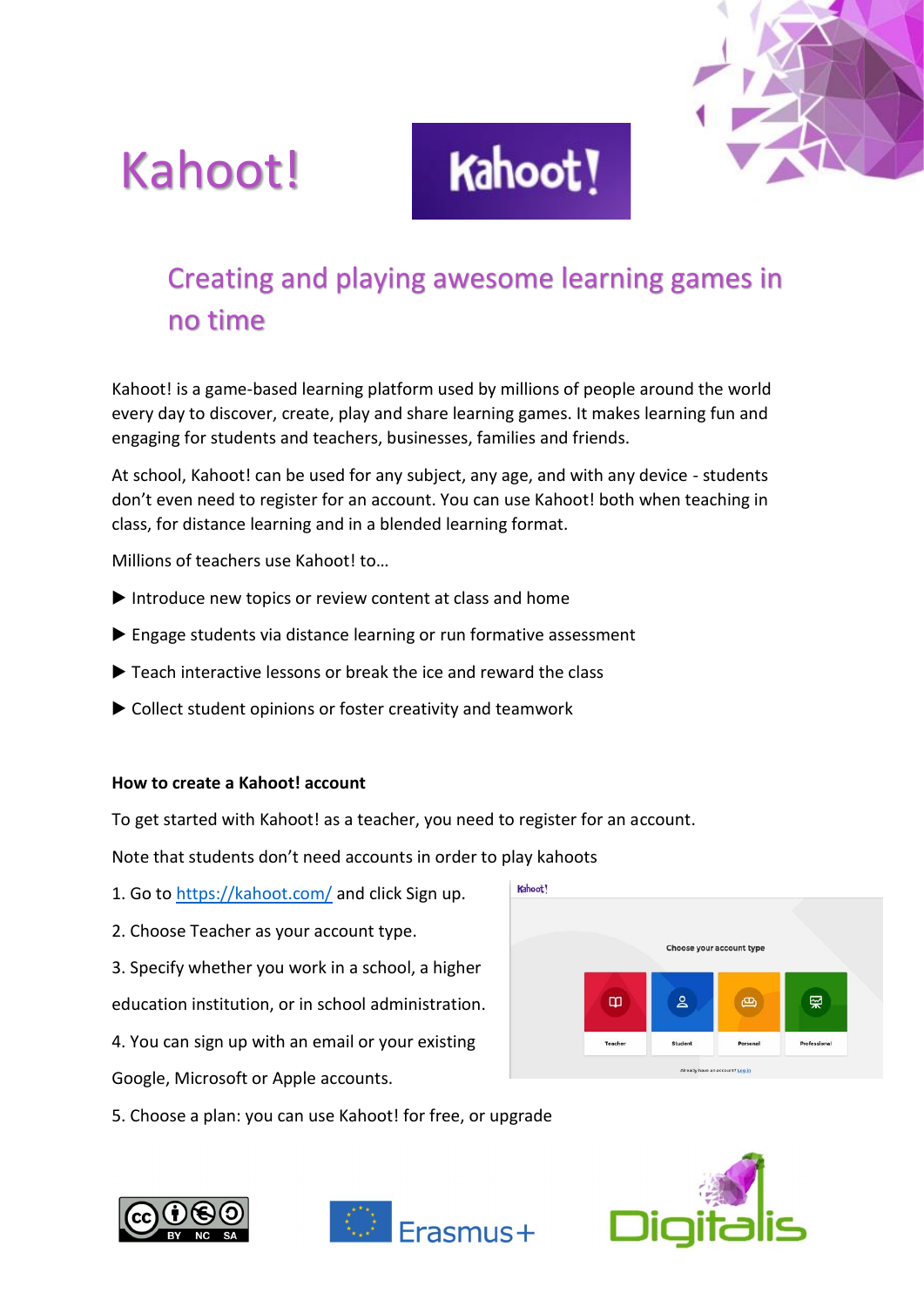# Kahoot!

## Creating and playing awesome learning games in no time

Kahoot! is a game-based learning platform used by millions of people around the world every day to discover, create, play and share learning games. It makes learning fun and engaging for students and teachers, businesses, families and friends.

At school, Kahoot! can be used for any subject, any age, and with any device - students don't even need to register for an account. You can use Kahoot! both when teaching in class, for distance learning and in a blended learning format.

Millions of teachers use Kahoot! to…

▶ Introduce new topics or review content at class and home

▶ Engage students via distance learning or run formative assessment

▶ Teach interactive lessons or break the ice and reward the class

▶ Collect student opinions or foster creativity and teamwork

**How to create a Kahoot! account**

To get started with Kahoot! as a teacher, you need to register for an account.

Note that students don't need accounts in order to play kahoots

1. Go to https://kahoot.com/ and click Sign up.

2. Choose Teacher as your account type.

3. Specify whether you work in a school, a higher education institution, or in school administration.

4. You can sign up with an email or your existing Google, Microsoft or Apple accounts.

5. Choose a plan: you can use Kahoot! for free, or upgrade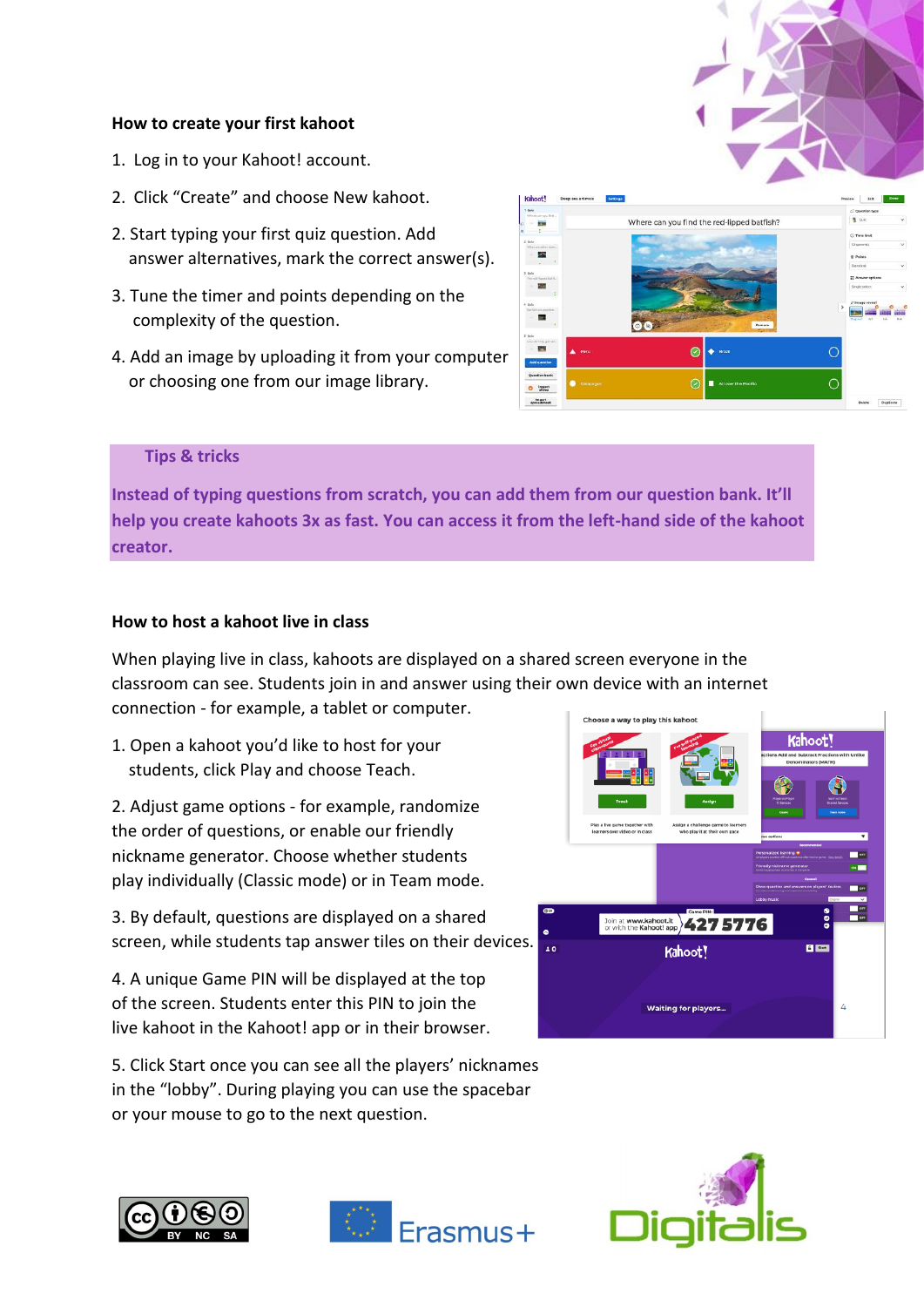**How to create your first kahoot**

1. Log in to your Kahoot! account.
2. Click “Create” and choose New kahoot.
2. Start typing your first quiz question. Add answer alternatives, mark the correct answer(s).
3. Tune the timer and points depending on the complexity of the question.
4. Add an image by uploading it from your computer or choosing one from our image library.

**Tips & tricks**

**Instead of typing questions from scratch, you can add them from our question bank. It’ll help you create kahoots 3x as fast. You can access it from the left-hand side of the kahoot creator.**

**How to host a kahoot live in class**

When playing live in class, kahoots are displayed on a shared screen everyone in the classroom can see. Students join in and answer using their own device with an internet connection - for example, a tablet or computer.

1. Open a kahoot you’d like to host for your students, click Play and choose Teach.

2. Adjust game options - for example, randomize the order of questions, or enable our friendly nickname generator. Choose whether students play individually (Classic mode) or in Team mode.

3. By default, questions are displayed on a shared screen, while students tap answer tiles on their devices.

4. A unique Game PIN will be displayed at the top of the screen. Students enter this PIN to join the live kahoot in the Kahoot! app or in their browser.

5. Click Start once you can see all the players’ nicknames in the “lobby”. During playing you can use the spacebar or your mouse to go to the next question.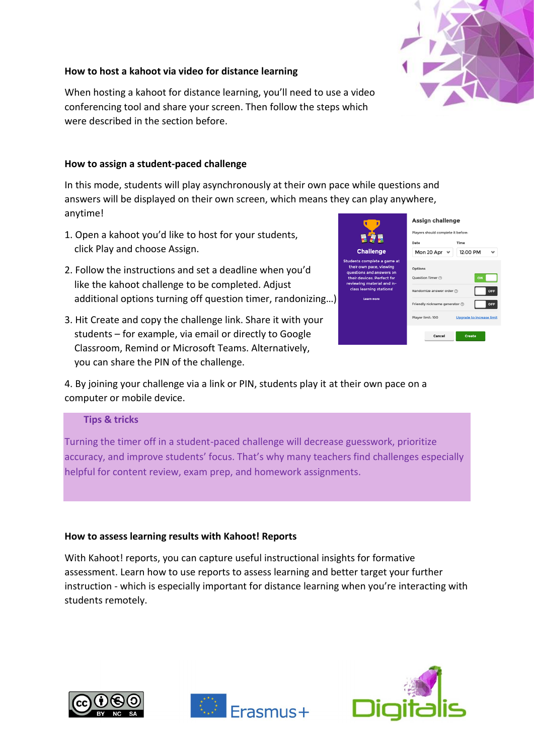### How to host a kahoot via video for distance learning

When hosting a kahoot for distance learning, you'll need to use a video conferencing tool and share your screen. Then follow the steps which were described in the section before.

### How to assign a student-paced challenge

In this mode, students will play asynchronously at their own pace while questions and answers will be displayed on their own screen, which means they can play anywhere, anytime!

1. Open a kahoot you'd like to host for your students, click Play and choose Assign.
2. Follow the instructions and set a deadline when you'd like the kahoot challenge to be completed. Adjust additional options turning off question timer, randonizing…)
3. Hit Create and copy the challenge link. Share it with your students – for example, via email or directly to Google Classroom, Remind or Microsoft Teams. Alternatively, you can share the PIN of the challenge.
4. By joining your challenge via a link or PIN, students play it at their own pace on a computer or mobile device.

**Tips & tricks**

Turning the timer off in a student-paced challenge will decrease guesswork, prioritize accuracy, and improve students' focus. That's why many teachers find challenges especially helpful for content review, exam prep, and homework assignments.

### How to assess learning results with Kahoot! Reports

With Kahoot! reports, you can capture useful instructional insights for formative assessment. Learn how to use reports to assess learning and better target your further instruction - which is especially important for distance learning when you're interacting with students remotely.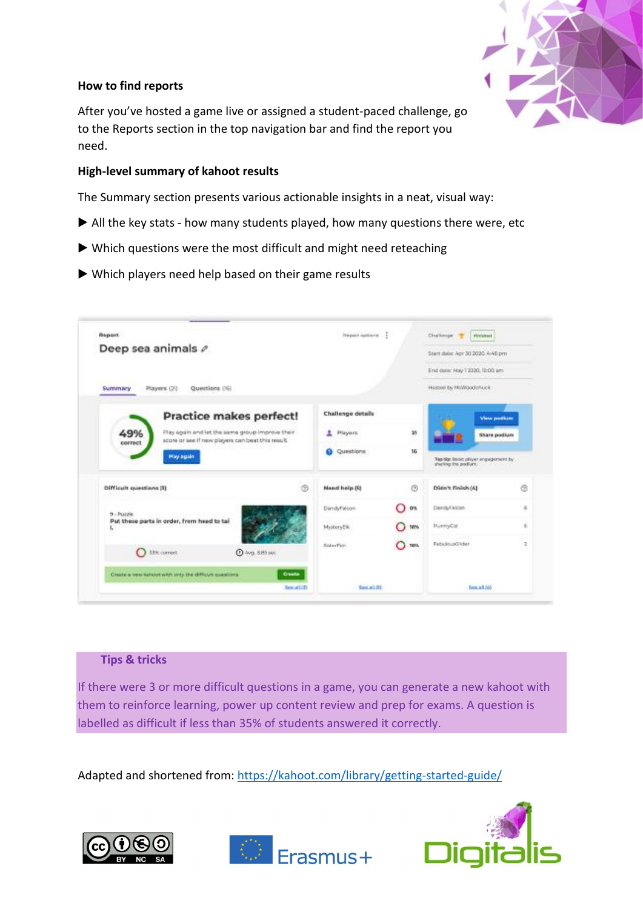**How to find reports**

After you've hosted a game live or assigned a student-paced challenge, go to the Reports section in the top navigation bar and find the report you need.

**High-level summary of kahoot results**

The Summary section presents various actionable insights in a neat, visual way:

▶ All the key stats - how many students played, how many questions there were, etc

▶ Which questions were the most difficult and might need reteaching

▶ Which players need help based on their game results

**Tips & tricks**

If there were 3 or more difficult questions in a game, you can generate a new kahoot with them to reinforce learning, power up content review and prep for exams. A question is labelled as difficult if less than 35% of students answered it correctly.

Adapted and shortened from: https://kahoot.com/library/getting-started-guide/